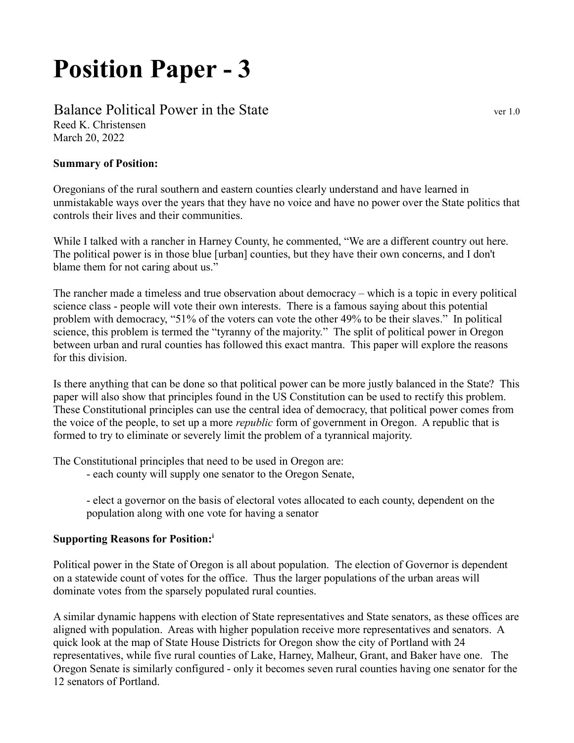# Position Paper - 3

## Balance Political Power in the State

ver 1.0

Reed K. Christensen
March 20, 2022

**Summary of Position:**

Oregonians of the rural southern and eastern counties clearly understand and have learned in unmistakable ways over the years that they have no voice and have no power over the State politics that controls their lives and their communities.

While I talked with a rancher in Harney County, he commented, "We are a different country out here. The political power is in those blue [urban] counties, but they have their own concerns, and I don't blame them for not caring about us."

The rancher made a timeless and true observation about democracy – which is a topic in every political science class - people will vote their own interests. There is a famous saying about this potential problem with democracy, "51% of the voters can vote the other 49% to be their slaves." In political science, this problem is termed the "tyranny of the majority." The split of political power in Oregon between urban and rural counties has followed this exact mantra. This paper will explore the reasons for this division.

Is there anything that can be done so that political power can be more justly balanced in the State? This paper will also show that principles found in the US Constitution can be used to rectify this problem. These Constitutional principles can use the central idea of democracy, that political power comes from the voice of the people, to set up a more *republic* form of government in Oregon. A republic that is formed to try to eliminate or severely limit the problem of a tyrannical majority.

The Constitutional principles that need to be used in Oregon are:

- each county will supply one senator to the Oregon Senate,

- elect a governor on the basis of electoral votes allocated to each county, dependent on the population along with one vote for having a senator

**Supporting Reasons for Position:**[i]

Political power in the State of Oregon is all about population. The election of Governor is dependent on a statewide count of votes for the office. Thus the larger populations of the urban areas will dominate votes from the sparsely populated rural counties.

A similar dynamic happens with election of State representatives and State senators, as these offices are aligned with population. Areas with higher population receive more representatives and senators. A quick look at the map of State House Districts for Oregon show the city of Portland with 24 representatives, while five rural counties of Lake, Harney, Malheur, Grant, and Baker have one. The Oregon Senate is similarly configured - only it becomes seven rural counties having one senator for the 12 senators of Portland.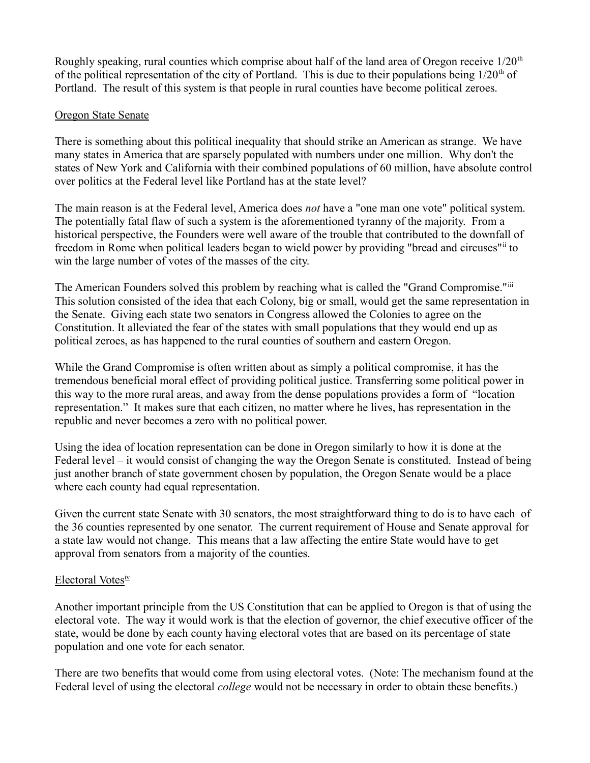Roughly speaking, rural counties which comprise about half of the land area of Oregon receive $1/20^{th}$ of the political representation of the city of Portland. This is due to their populations being $1/20^{th}$ of Portland. The result of this system is that people in rural counties have become political zeroes.

## Oregon State Senate

There is something about this political inequality that should strike an American as strange. We have many states in America that are sparsely populated with numbers under one million. Why don't the states of New York and California with their combined populations of 60 million, have absolute control over politics at the Federal level like Portland has at the state level?

The main reason is at the Federal level, America does *not* have a "one man one vote" political system. The potentially fatal flaw of such a system is the aforementioned tyranny of the majority. From a historical perspective, the Founders were well aware of the trouble that contributed to the downfall of freedom in Rome when political leaders began to wield power by providing "bread and circuses"[ii] to win the large number of votes of the masses of the city.

The American Founders solved this problem by reaching what is called the "Grand Compromise."[iii] This solution consisted of the idea that each Colony, big or small, would get the same representation in the Senate. Giving each state two senators in Congress allowed the Colonies to agree on the Constitution. It alleviated the fear of the states with small populations that they would end up as political zeroes, as has happened to the rural counties of southern and eastern Oregon.

While the Grand Compromise is often written about as simply a political compromise, it has the tremendous beneficial moral effect of providing political justice. Transferring some political power in this way to the more rural areas, and away from the dense populations provides a form of "location representation." It makes sure that each citizen, no matter where he lives, has representation in the republic and never becomes a zero with no political power.

Using the idea of location representation can be done in Oregon similarly to how it is done at the Federal level – it would consist of changing the way the Oregon Senate is constituted. Instead of being just another branch of state government chosen by population, the Oregon Senate would be a place where each county had equal representation.

Given the current state Senate with 30 senators, the most straightforward thing to do is to have each of the 36 counties represented by one senator. The current requirement of House and Senate approval for a state law would not change. This means that a law affecting the entire State would have to get approval from senators from a majority of the counties.

## Electoral Votes[iv]

Another important principle from the US Constitution that can be applied to Oregon is that of using the electoral vote. The way it would work is that the election of governor, the chief executive officer of the state, would be done by each county having electoral votes that are based on its percentage of state population and one vote for each senator.

There are two benefits that would come from using electoral votes. (Note: The mechanism found at the Federal level of using the electoral *college* would not be necessary in order to obtain these benefits.)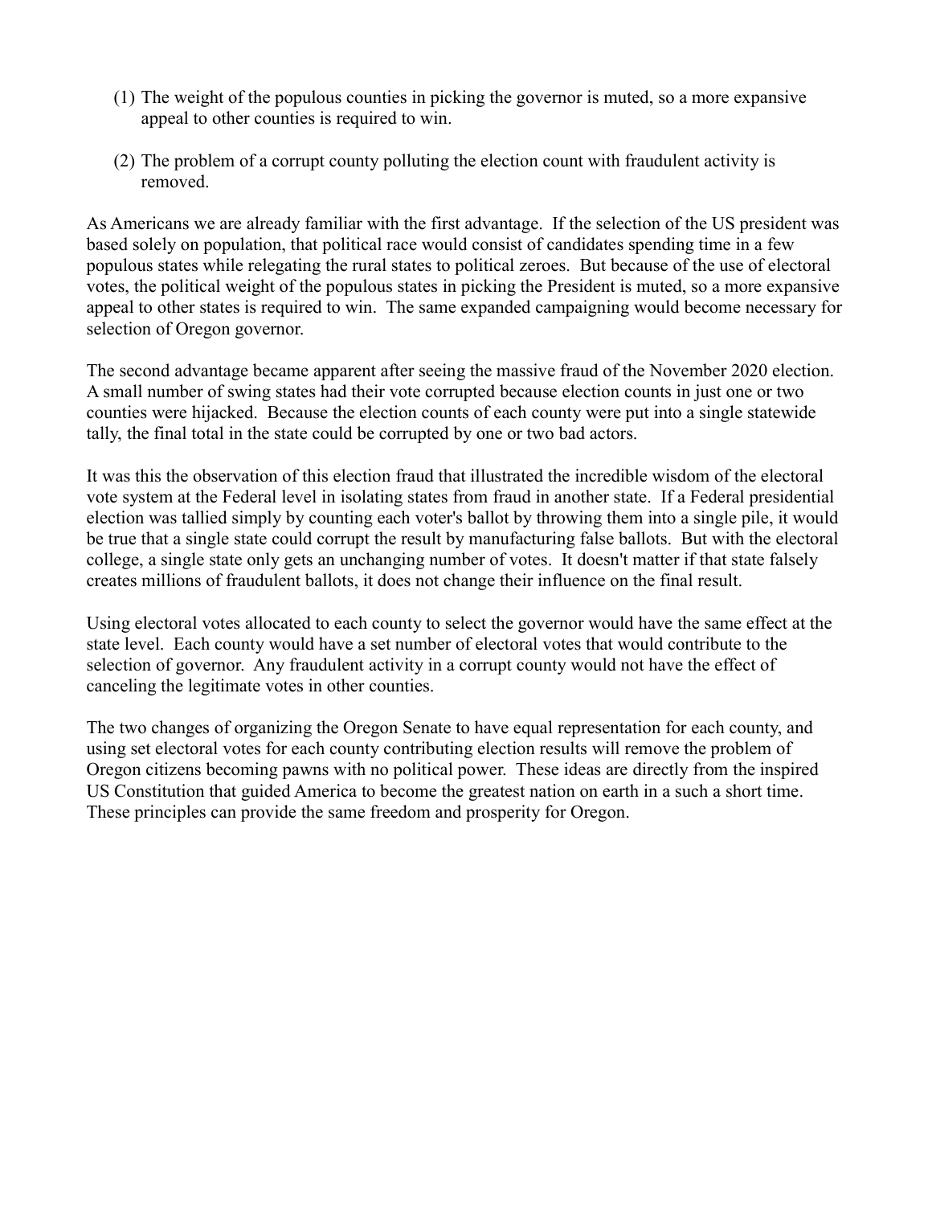(1) The weight of the populous counties in picking the governor is muted, so a more expansive appeal to other counties is required to win.

(2) The problem of a corrupt county polluting the election count with fraudulent activity is removed.

As Americans we are already familiar with the first advantage. If the selection of the US president was based solely on population, that political race would consist of candidates spending time in a few populous states while relegating the rural states to political zeroes. But because of the use of electoral votes, the political weight of the populous states in picking the President is muted, so a more expansive appeal to other states is required to win. The same expanded campaigning would become necessary for selection of Oregon governor.

The second advantage became apparent after seeing the massive fraud of the November 2020 election. A small number of swing states had their vote corrupted because election counts in just one or two counties were hijacked. Because the election counts of each county were put into a single statewide tally, the final total in the state could be corrupted by one or two bad actors.

It was this the observation of this election fraud that illustrated the incredible wisdom of the electoral vote system at the Federal level in isolating states from fraud in another state. If a Federal presidential election was tallied simply by counting each voter's ballot by throwing them into a single pile, it would be true that a single state could corrupt the result by manufacturing false ballots. But with the electoral college, a single state only gets an unchanging number of votes. It doesn't matter if that state falsely creates millions of fraudulent ballots, it does not change their influence on the final result.

Using electoral votes allocated to each county to select the governor would have the same effect at the state level. Each county would have a set number of electoral votes that would contribute to the selection of governor. Any fraudulent activity in a corrupt county would not have the effect of canceling the legitimate votes in other counties.

The two changes of organizing the Oregon Senate to have equal representation for each county, and using set electoral votes for each county contributing election results will remove the problem of Oregon citizens becoming pawns with no political power. These ideas are directly from the inspired US Constitution that guided America to become the greatest nation on earth in a such a short time. These principles can provide the same freedom and prosperity for Oregon.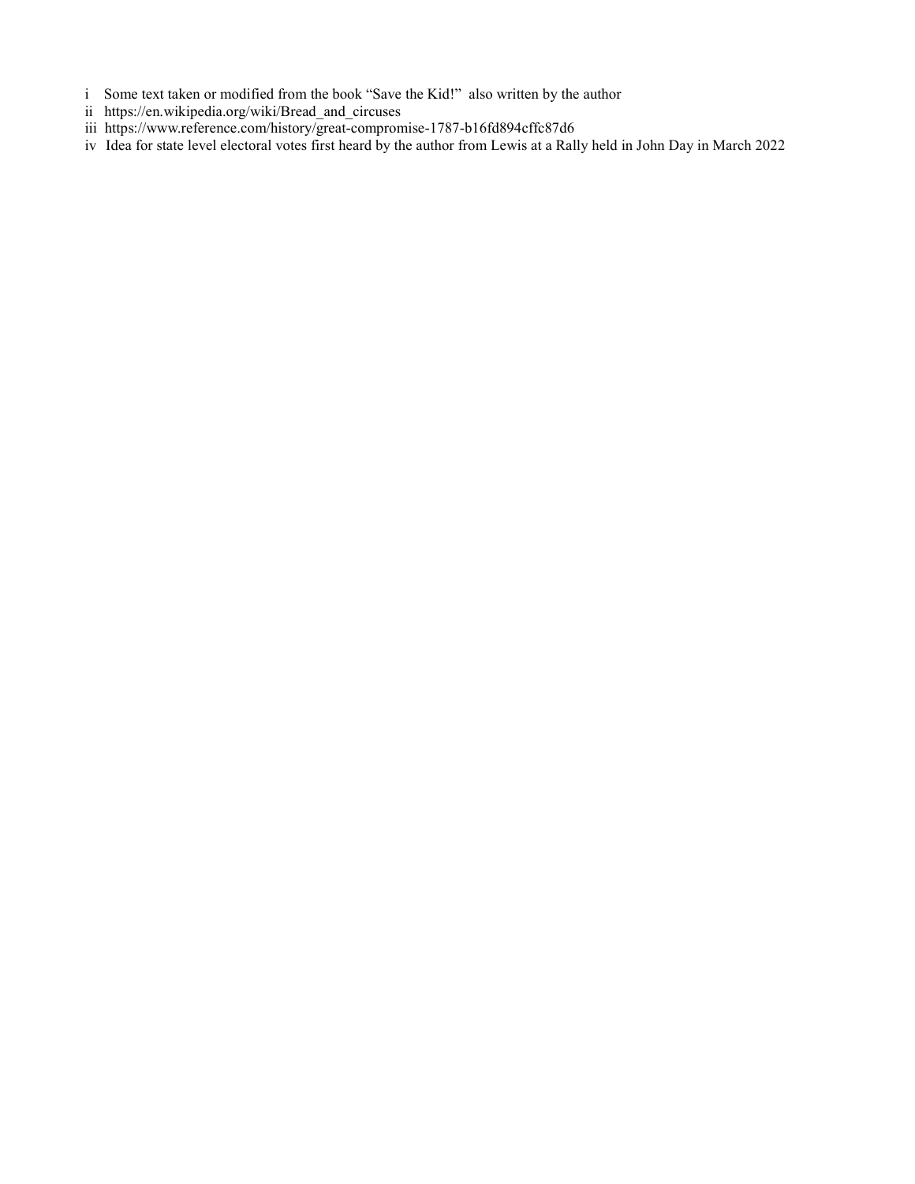i Some text taken or modified from the book "Save the Kid!" also written by the author

ii https://en.wikipedia.org/wiki/Bread_and_circuses

iii https://www.reference.com/history/great-compromise-1787-b16fd894cffc87d6

iv Idea for state level electoral votes first heard by the author from Lewis at a Rally held in John Day in March 2022